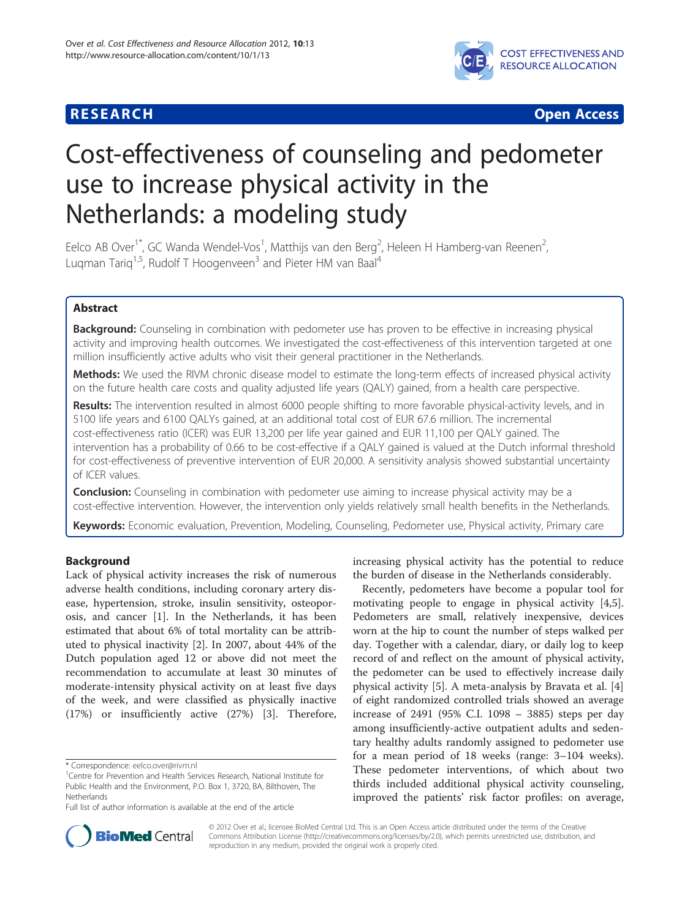**RESEARCH** **Open Access**

# Cost-effectiveness of counseling and pedometer use to increase physical activity in the Netherlands: a modeling study

Eelco AB Over[1*], GC Wanda Wendel-Vos[1], Matthijs van den Berg[2], Heleen H Hamberg-van Reenen[2], Luqman Tariq[1,5], Rudolf T Hoogenveen[3] and Pieter HM van Baal[4]

## Abstract

**Background:** Counseling in combination with pedometer use has proven to be effective in increasing physical activity and improving health outcomes. We investigated the cost-effectiveness of this intervention targeted at one million insufficiently active adults who visit their general practitioner in the Netherlands.

**Methods:** We used the RIVM chronic disease model to estimate the long-term effects of increased physical activity on the future health care costs and quality adjusted life years (QALY) gained, from a health care perspective.

**Results:** The intervention resulted in almost 6000 people shifting to more favorable physical-activity levels, and in 5100 life years and 6100 QALYs gained, at an additional total cost of EUR 67.6 million. The incremental cost-effectiveness ratio (ICER) was EUR 13,200 per life year gained and EUR 11,100 per QALY gained. The intervention has a probability of 0.66 to be cost-effective if a QALY gained is valued at the Dutch informal threshold for cost-effectiveness of preventive intervention of EUR 20,000. A sensitivity analysis showed substantial uncertainty of ICER values.

**Conclusion:** Counseling in combination with pedometer use aiming to increase physical activity may be a cost-effective intervention. However, the intervention only yields relatively small health benefits in the Netherlands.

**Keywords:** Economic evaluation, Prevention, Modeling, Counseling, Pedometer use, Physical activity, Primary care

## Background

Lack of physical activity increases the risk of numerous adverse health conditions, including coronary artery disease, hypertension, stroke, insulin sensitivity, osteoporosis, and cancer [1]. In the Netherlands, it has been estimated that about 6% of total mortality can be attributed to physical inactivity [2]. In 2007, about 44% of the Dutch population aged 12 or above did not meet the recommendation to accumulate at least 30 minutes of moderate-intensity physical activity on at least five days of the week, and were classified as physically inactive (17%) or insufficiently active (27%) [3]. Therefore, increasing physical activity has the potential to reduce the burden of disease in the Netherlands considerably.

Recently, pedometers have become a popular tool for motivating people to engage in physical activity [4,5]. Pedometers are small, relatively inexpensive, devices worn at the hip to count the number of steps walked per day. Together with a calendar, diary, or daily log to keep record of and reflect on the amount of physical activity, the pedometer can be used to effectively increase daily physical activity [5]. A meta-analysis by Bravata et al. [4] of eight randomized controlled trials showed an average increase of 2491 (95% C.I. 1098 – 3885) steps per day among insufficiently-active outpatient adults and sedentary healthy adults randomly assigned to pedometer use for a mean period of 18 weeks (range: 3–104 weeks). These pedometer interventions, of which about two thirds included additional physical activity counseling, improved the patients' risk factor profiles: on average,

\* Correspondence: eelco.over@rivm.nl
[1]Centre for Prevention and Health Services Research, National Institute for Public Health and the Environment, P.O. Box 1, 3720, BA, Bilthoven, The Netherlands
Full list of author information is available at the end of the article

© 2012 Over et al.; licensee BioMed Central Ltd. This is an Open Access article distributed under the terms of the Creative Commons Attribution License (http://creativecommons.org/licenses/by/2.0), which permits unrestricted use, distribution, and reproduction in any medium, provided the original work is properly cited.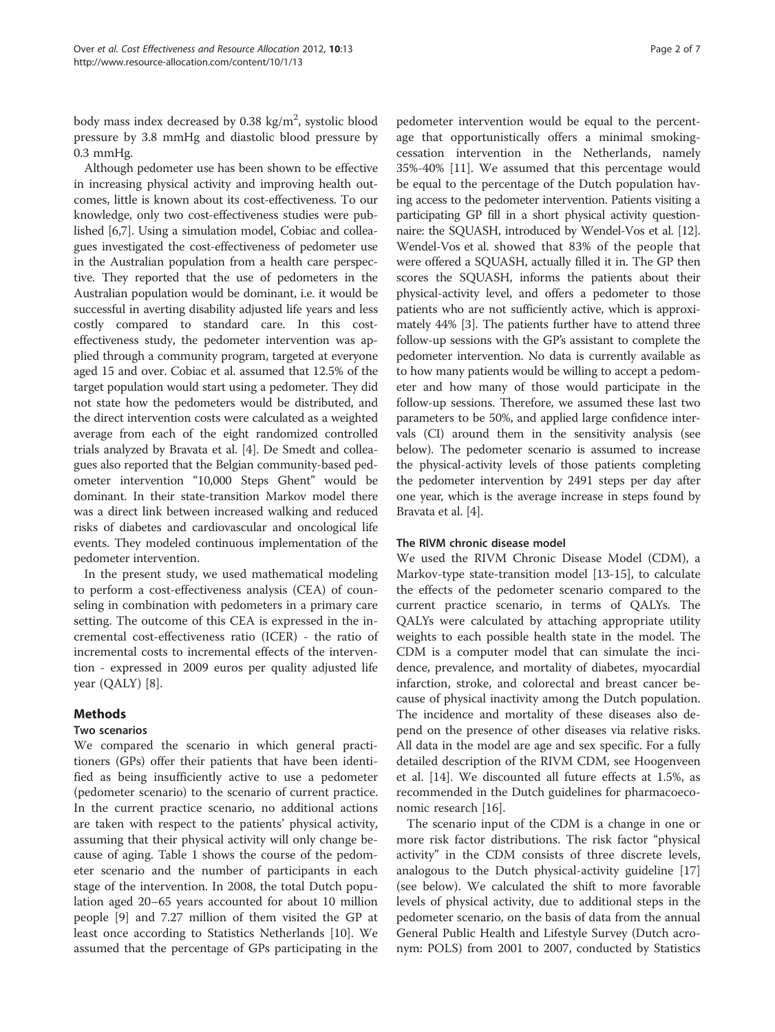body mass index decreased by 0.38 $kg/m^2$, systolic blood pressure by 3.8 mmHg and diastolic blood pressure by 0.3 mmHg.

Although pedometer use has been shown to be effective in increasing physical activity and improving health outcomes, little is known about its cost-effectiveness. To our knowledge, only two cost-effectiveness studies were published [6,7]. Using a simulation model, Cobiac and colleagues investigated the cost-effectiveness of pedometer use in the Australian population from a health care perspective. They reported that the use of pedometers in the Australian population would be dominant, i.e. it would be successful in averting disability adjusted life years and less costly compared to standard care. In this cost-effectiveness study, the pedometer intervention was applied through a community program, targeted at everyone aged 15 and over. Cobiac et al. assumed that 12.5% of the target population would start using a pedometer. They did not state how the pedometers would be distributed, and the direct intervention costs were calculated as a weighted average from each of the eight randomized controlled trials analyzed by Bravata et al. [4]. De Smedt and colleagues also reported that the Belgian community-based pedometer intervention "10,000 Steps Ghent" would be dominant. In their state-transition Markov model there was a direct link between increased walking and reduced risks of diabetes and cardiovascular and oncological life events. They modeled continuous implementation of the pedometer intervention.

In the present study, we used mathematical modeling to perform a cost-effectiveness analysis (CEA) of counseling in combination with pedometers in a primary care setting. The outcome of this CEA is expressed in the incremental cost-effectiveness ratio (ICER) - the ratio of incremental costs to incremental effects of the intervention - expressed in 2009 euros per quality adjusted life year (QALY) [8].

## Methods

### Two scenarios

We compared the scenario in which general practitioners (GPs) offer their patients that have been identified as being insufficiently active to use a pedometer (pedometer scenario) to the scenario of current practice. In the current practice scenario, no additional actions are taken with respect to the patients' physical activity, assuming that their physical activity will only change because of aging. Table 1 shows the course of the pedometer scenario and the number of participants in each stage of the intervention. In 2008, the total Dutch population aged 20–65 years accounted for about 10 million people [9] and 7.27 million of them visited the GP at least once according to Statistics Netherlands [10]. We assumed that the percentage of GPs participating in the pedometer intervention would be equal to the percentage that opportunistically offers a minimal smoking-cessation intervention in the Netherlands, namely 35%-40% [11]. We assumed that this percentage would be equal to the percentage of the Dutch population having access to the pedometer intervention. Patients visiting a participating GP fill in a short physical activity questionnaire: the SQUASH, introduced by Wendel-Vos et al. [12]. Wendel-Vos et al. showed that 83% of the people that were offered a SQUASH, actually filled it in. The GP then scores the SQUASH, informs the patients about their physical-activity level, and offers a pedometer to those patients who are not sufficiently active, which is approximately 44% [3]. The patients further have to attend three follow-up sessions with the GP's assistant to complete the pedometer intervention. No data is currently available as to how many patients would be willing to accept a pedometer and how many of those would participate in the follow-up sessions. Therefore, we assumed these last two parameters to be 50%, and applied large confidence intervals (CI) around them in the sensitivity analysis (see below). The pedometer scenario is assumed to increase the physical-activity levels of those patients completing the pedometer intervention by 2491 steps per day after one year, which is the average increase in steps found by Bravata et al. [4].

### The RIVM chronic disease model

We used the RIVM Chronic Disease Model (CDM), a Markov-type state-transition model [13-15], to calculate the effects of the pedometer scenario compared to the current practice scenario, in terms of QALYs. The QALYs were calculated by attaching appropriate utility weights to each possible health state in the model. The CDM is a computer model that can simulate the incidence, prevalence, and mortality of diabetes, myocardial infarction, stroke, and colorectal and breast cancer because of physical inactivity among the Dutch population. The incidence and mortality of these diseases also depend on the presence of other diseases via relative risks. All data in the model are age and sex specific. For a fully detailed description of the RIVM CDM, see Hoogenveen et al. [14]. We discounted all future effects at 1.5%, as recommended in the Dutch guidelines for pharmacoeconomic research [16].

The scenario input of the CDM is a change in one or more risk factor distributions. The risk factor "physical activity" in the CDM consists of three discrete levels, analogous to the Dutch physical-activity guideline [17] (see below). We calculated the shift to more favorable levels of physical activity, due to additional steps in the pedometer scenario, on the basis of data from the annual General Public Health and Lifestyle Survey (Dutch acronym: POLS) from 2001 to 2007, conducted by Statistics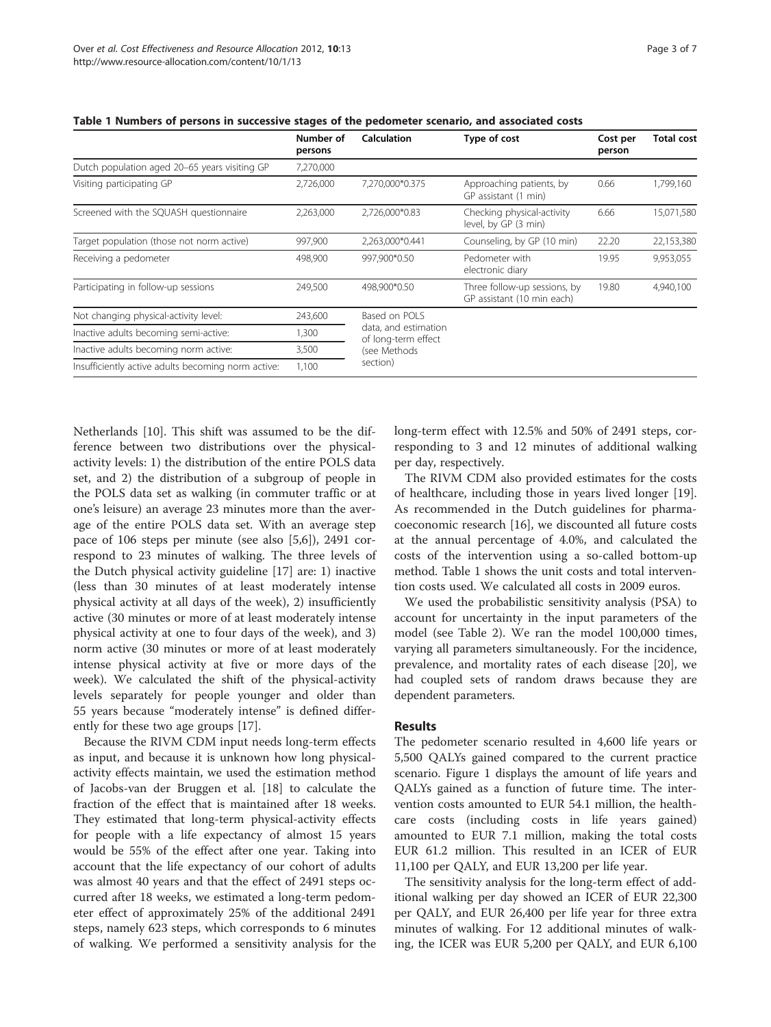**Table 1 Numbers of persons in successive stages of the pedometer scenario, and associated costs**

| | Number of persons | Calculation | Type of cost | Cost per person | Total cost |
|---|---|---|---|---|---|
| Dutch population aged 20–65 years visiting GP | 7,270,000 | | | | |
| Visiting participating GP | 2,726,000 | 7,270,000*0.375 | Approaching patients, by GP assistant (1 min) | 0.66 | 1,799,160 |
| Screened with the SQUASH questionnaire | 2,263,000 | 2,726,000*0.83 | Checking physical-activity level, by GP (3 min) | 6.66 | 15,071,580 |
| Target population (those not norm active) | 997,900 | 2,263,000*0.441 | Counseling, by GP (10 min) | 22.20 | 22,153,380 |
| Receiving a pedometer | 498,900 | 997,900*0.50 | Pedometer with electronic diary | 19.95 | 9,953,055 |
| Participating in follow-up sessions | 249,500 | 498,900*0.50 | Three follow-up sessions, by GP assistant (10 min each) | 19.80 | 4,940,100 |
| Not changing physical-activity level: | 243,600 | Based on POLS data, and estimation of long-term effect (see Methods section) | | | |
| Inactive adults becoming semi-active: | 1,300 | | | | |
| Inactive adults becoming norm active: | 3,500 | | | | |
| Insufficiently active adults becoming norm active: | 1,100 | | | | |

Netherlands [10]. This shift was assumed to be the difference between two distributions over the physical-activity levels: 1) the distribution of the entire POLS data set, and 2) the distribution of a subgroup of people in the POLS data set as walking (in commuter traffic or at one's leisure) an average 23 minutes more than the average of the entire POLS data set. With an average step pace of 106 steps per minute (see also [5,6]), 2491 correspond to 23 minutes of walking. The three levels of the Dutch physical activity guideline [17] are: 1) inactive (less than 30 minutes of at least moderately intense physical activity at all days of the week), 2) insufficiently active (30 minutes or more of at least moderately intense physical activity at one to four days of the week), and 3) norm active (30 minutes or more of at least moderately intense physical activity at five or more days of the week). We calculated the shift of the physical-activity levels separately for people younger and older than 55 years because "moderately intense" is defined differently for these two age groups [17].

Because the RIVM CDM input needs long-term effects as input, and because it is unknown how long physical-activity effects maintain, we used the estimation method of Jacobs-van der Bruggen et al. [18] to calculate the fraction of the effect that is maintained after 18 weeks. They estimated that long-term physical-activity effects for people with a life expectancy of almost 15 years would be 55% of the effect after one year. Taking into account that the life expectancy of our cohort of adults was almost 40 years and that the effect of 2491 steps occurred after 18 weeks, we estimated a long-term pedometer effect of approximately 25% of the additional 2491 steps, namely 623 steps, which corresponds to 6 minutes of walking. We performed a sensitivity analysis for the long-term effect with 12.5% and 50% of 2491 steps, corresponding to 3 and 12 minutes of additional walking per day, respectively.

The RIVM CDM also provided estimates for the costs of healthcare, including those in years lived longer [19]. As recommended in the Dutch guidelines for pharmacoeconomic research [16], we discounted all future costs at the annual percentage of 4.0%, and calculated the costs of the intervention using a so-called bottom-up method. Table 1 shows the unit costs and total intervention costs used. We calculated all costs in 2009 euros.

We used the probabilistic sensitivity analysis (PSA) to account for uncertainty in the input parameters of the model (see Table 2). We ran the model 100,000 times, varying all parameters simultaneously. For the incidence, prevalence, and mortality rates of each disease [20], we had coupled sets of random draws because they are dependent parameters.

## Results

The pedometer scenario resulted in 4,600 life years or 5,500 QALYs gained compared to the current practice scenario. Figure 1 displays the amount of life years and QALYs gained as a function of future time. The intervention costs amounted to EUR 54.1 million, the healthcare costs (including costs in life years gained) amounted to EUR 7.1 million, making the total costs EUR 61.2 million. This resulted in an ICER of EUR 11,100 per QALY, and EUR 13,200 per life year.

The sensitivity analysis for the long-term effect of additional walking per day showed an ICER of EUR 22,300 per QALY, and EUR 26,400 per life year for three extra minutes of walking. For 12 additional minutes of walking, the ICER was EUR 5,200 per QALY, and EUR 6,100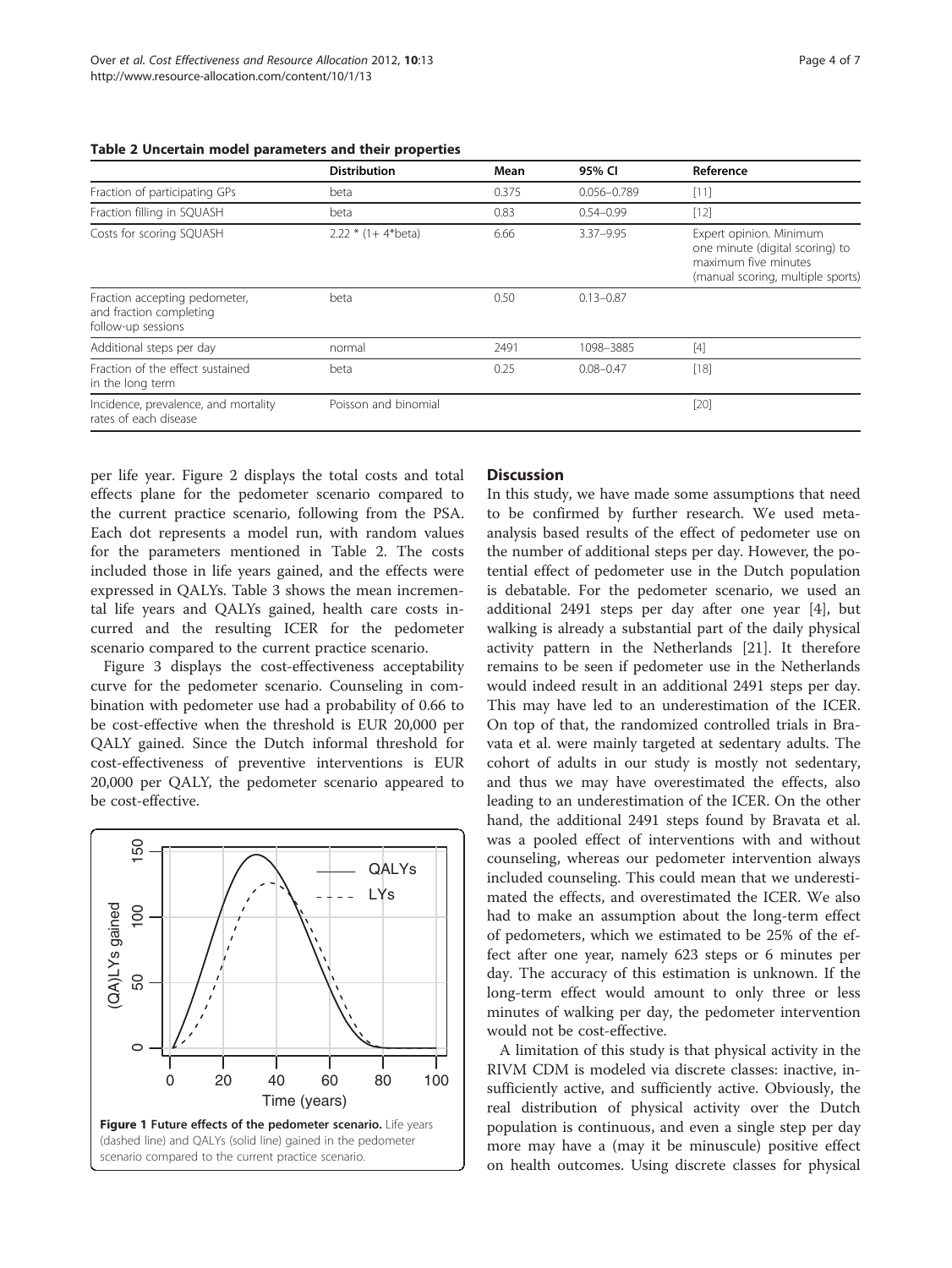**Table 2 Uncertain model parameters and their properties**

| | Distribution | Mean | 95% CI | Reference |
|---|---|---|---|---|
| Fraction of participating GPs | beta | 0.375 | 0.056–0.789 | [11] |
| Fraction filling in SQUASH | beta | 0.83 | 0.54–0.99 | [12] |
| Costs for scoring SQUASH | 2.22 * (1+ 4*beta) | 6.66 | 3.37–9.95 | Expert opinion. Minimum one minute (digital scoring) to maximum five minutes (manual scoring, multiple sports) |
| Fraction accepting pedometer, and fraction completing follow-up sessions | beta | 0.50 | 0.13–0.87 | |
| Additional steps per day | normal | 2491 | 1098–3885 | [4] |
| Fraction of the effect sustained in the long term | beta | 0.25 | 0.08–0.47 | [18] |
| Incidence, prevalence, and mortality rates of each disease | Poisson and binomial | | | [20] |

per life year. Figure 2 displays the total costs and total effects plane for the pedometer scenario compared to the current practice scenario, following from the PSA. Each dot represents a model run, with random values for the parameters mentioned in Table 2. The costs included those in life years gained, and the effects were expressed in QALYs. Table 3 shows the mean incremental life years and QALYs gained, health care costs incurred and the resulting ICER for the pedometer scenario compared to the current practice scenario.

Figure 3 displays the cost-effectiveness acceptability curve for the pedometer scenario. Counseling in combination with pedometer use had a probability of 0.66 to be cost-effective when the threshold is EUR 20,000 per QALY gained. Since the Dutch informal threshold for cost-effectiveness of preventive interventions is EUR 20,000 per QALY, the pedometer scenario appeared to be cost-effective.

**Figure 1 Future effects of the pedometer scenario.** Life years (dashed line) and QALYs (solid line) gained in the pedometer scenario compared to the current practice scenario.

## Discussion

In this study, we have made some assumptions that need to be confirmed by further research. We used meta-analysis based results of the effect of pedometer use on the number of additional steps per day. However, the potential effect of pedometer use in the Dutch population is debatable. For the pedometer scenario, we used an additional 2491 steps per day after one year [4], but walking is already a substantial part of the daily physical activity pattern in the Netherlands [21]. It therefore remains to be seen if pedometer use in the Netherlands would indeed result in an additional 2491 steps per day. This may have led to an underestimation of the ICER. On top of that, the randomized controlled trials in Bravata et al. were mainly targeted at sedentary adults. The cohort of adults in our study is mostly not sedentary, and thus we may have overestimated the effects, also leading to an underestimation of the ICER. On the other hand, the additional 2491 steps found by Bravata et al. was a pooled effect of interventions with and without counseling, whereas our pedometer intervention always included counseling. This could mean that we underestimated the effects, and overestimated the ICER. We also had to make an assumption about the long-term effect of pedometers, which we estimated to be 25% of the effect after one year, namely 623 steps or 6 minutes per day. The accuracy of this estimation is unknown. If the long-term effect would amount to only three or less minutes of walking per day, the pedometer intervention would not be cost-effective.

A limitation of this study is that physical activity in the RIVM CDM is modeled via discrete classes: inactive, insufficiently active, and sufficiently active. Obviously, the real distribution of physical activity over the Dutch population is continuous, and even a single step per day more may have a (may it be minuscule) positive effect on health outcomes. Using discrete classes for physical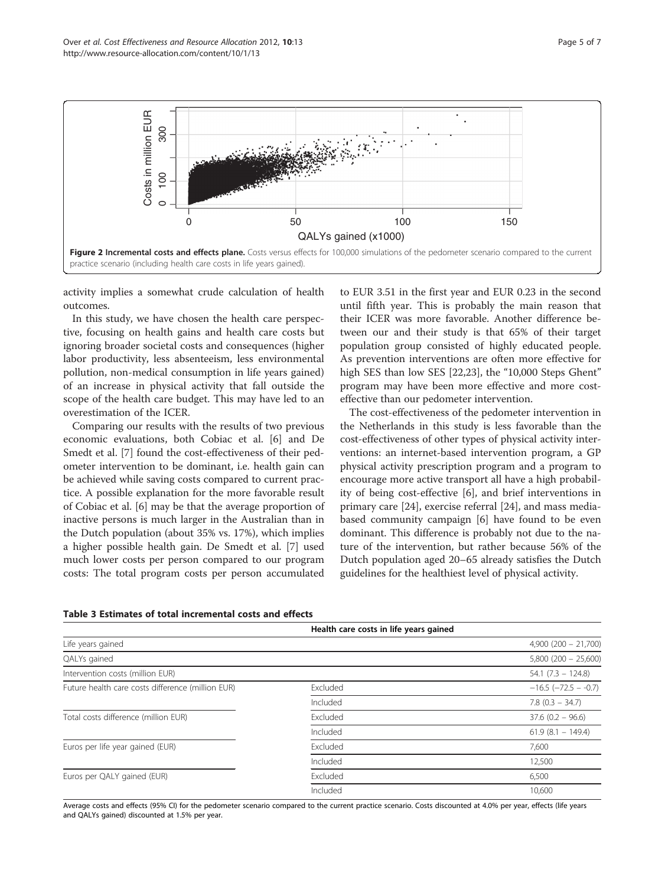Figure 2 Incremental costs and effects plane. Costs versus effects for 100,000 simulations of the pedometer scenario compared to the current practice scenario (including health care costs in life years gained).

activity implies a somewhat crude calculation of health outcomes.

In this study, we have chosen the health care perspective, focusing on health gains and health care costs but ignoring broader societal costs and consequences (higher labor productivity, less absenteeism, less environmental pollution, non-medical consumption in life years gained) of an increase in physical activity that fall outside the scope of the health care budget. This may have led to an overestimation of the ICER.

Comparing our results with the results of two previous economic evaluations, both Cobiac et al. [6] and De Smedt et al. [7] found the cost-effectiveness of their pedometer intervention to be dominant, i.e. health gain can be achieved while saving costs compared to current practice. A possible explanation for the more favorable result of Cobiac et al. [6] may be that the average proportion of inactive persons is much larger in the Australian than in the Dutch population (about 35% vs. 17%), which implies a higher possible health gain. De Smedt et al. [7] used much lower costs per person compared to our program costs: The total program costs per person accumulated to EUR 3.51 in the first year and EUR 0.23 in the second until fifth year. This is probably the main reason that their ICER was more favorable. Another difference between our and their study is that 65% of their target population group consisted of highly educated people. As prevention interventions are often more effective for high SES than low SES [22,23], the "10,000 Steps Ghent" program may have been more effective and more cost-effective than our pedometer intervention.

The cost-effectiveness of the pedometer intervention in the Netherlands in this study is less favorable than the cost-effectiveness of other types of physical activity interventions: an internet-based intervention program, a GP physical activity prescription program and a program to encourage more active transport all have a high probability of being cost-effective [6], and brief interventions in primary care [24], exercise referral [24], and mass media-based community campaign [6] have found to be even dominant. This difference is probably not due to the nature of the intervention, but rather because 56% of the Dutch population aged 20–65 already satisfies the Dutch guidelines for the healthiest level of physical activity.

**Table 3 Estimates of total incremental costs and effects**

| | Health care costs in life years gained | |
|---|---|---|
| Life years gained | | 4,900 (200 – 21,700) |
| QALYs gained | | 5,800 (200 – 25,600) |
| Intervention costs (million EUR) | | 54.1 (7.3 – 124.8) |
| Future health care costs difference (million EUR) | Excluded | −16.5 (−72.5 – -0.7) |
| | Included | 7.8 (0.3 – 34.7) |
| Total costs difference (million EUR) | Excluded | 37.6 (0.2 – 96.6) |
| | Included | 61.9 (8.1 – 149.4) |
| Euros per life year gained (EUR) | Excluded | 7,600 |
| | Included | 12,500 |
| Euros per QALY gained (EUR) | Excluded | 6,500 |
| | Included | 10,600 |

Average costs and effects (95% CI) for the pedometer scenario compared to the current practice scenario. Costs discounted at 4.0% per year, effects (life years and QALYs gained) discounted at 1.5% per year.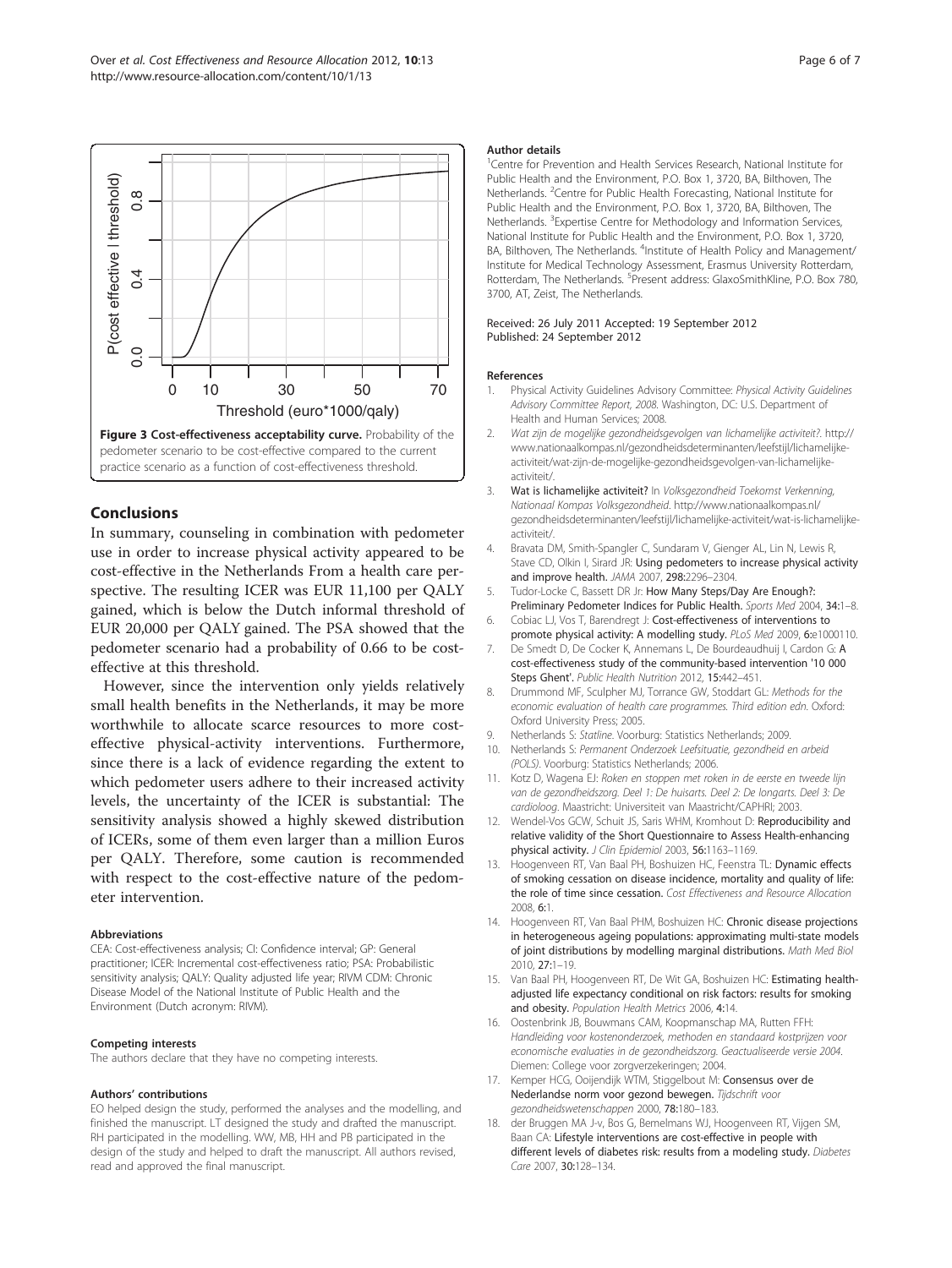**Figure 3 Cost-effectiveness acceptability curve.** Probability of the pedometer scenario to be cost-effective compared to the current practice scenario as a function of cost-effectiveness threshold.

## Conclusions

In summary, counseling in combination with pedometer use in order to increase physical activity appeared to be cost-effective in the Netherlands From a health care perspective. The resulting ICER was EUR 11,100 per QALY gained, which is below the Dutch informal threshold of EUR 20,000 per QALY gained. The PSA showed that the pedometer scenario had a probability of 0.66 to be cost-effective at this threshold.

However, since the intervention only yields relatively small health benefits in the Netherlands, it may be more worthwhile to allocate scarce resources to more cost-effective physical-activity interventions. Furthermore, since there is a lack of evidence regarding the extent to which pedometer users adhere to their increased activity levels, the uncertainty of the ICER is substantial: The sensitivity analysis showed a highly skewed distribution of ICERs, some of them even larger than a million Euros per QALY. Therefore, some caution is recommended with respect to the cost-effective nature of the pedometer intervention.

#### Abbreviations

CEA: Cost-effectiveness analysis; CI: Confidence interval; GP: General practitioner; ICER: Incremental cost-effectiveness ratio; PSA: Probabilistic sensitivity analysis; QALY: Quality adjusted life year; RIVM CDM: Chronic Disease Model of the National Institute of Public Health and the Environment (Dutch acronym: RIVM).

#### Competing interests

The authors declare that they have no competing interests.

#### Authors' contributions

EO helped design the study, performed the analyses and the modelling, and finished the manuscript. LT designed the study and drafted the manuscript. RH participated in the modelling. WW, MB, HH and PB participated in the design of the study and helped to draft the manuscript. All authors revised, read and approved the final manuscript.

#### Author details

[1]Centre for Prevention and Health Services Research, National Institute for Public Health and the Environment, P.O. Box 1, 3720, BA, Bilthoven, The Netherlands. [2]Centre for Public Health Forecasting, National Institute for Public Health and the Environment, P.O. Box 1, 3720, BA, Bilthoven, The Netherlands. [3]Expertise Centre for Methodology and Information Services, National Institute for Public Health and the Environment, P.O. Box 1, 3720, BA, Bilthoven, The Netherlands. [4]Institute of Health Policy and Management/ Institute for Medical Technology Assessment, Erasmus University Rotterdam, Rotterdam, The Netherlands. [5]Present address: GlaxoSmithKline, P.O. Box 780, 3700, AT, Zeist, The Netherlands.

Received: 26 July 2011 Accepted: 19 September 2012
Published: 24 September 2012

#### References

1. Physical Activity Guidelines Advisory Committee: *Physical Activity Guidelines Advisory Committee Report, 2008*. Washington, DC: U.S. Department of Health and Human Services; 2008.
2. *Wat zijn de mogelijke gezondheidsgevolgen van lichamelijke activiteit?*. http://www.nationaalkompas.nl/gezondheidsdeterminanten/leefstijl/lichamelijke-activiteit/wat-zijn-de-mogelijke-gezondheidsgevolgen-van-lichamelijke-activiteit/.
3. **Wat is lichamelijke activiteit?** In *Volksgezondheid Toekomst Verkenning, Nationaal Kompas Volksgezondheid*. http://www.nationaalkompas.nl/gezondheidsdeterminanten/leefstijl/lichamelijke-activiteit/wat-is-lichamelijke-activiteit/.
4. Bravata DM, Smith-Spangler C, Sundaram V, Gienger AL, Lin N, Lewis R, Stave CD, Olkin I, Sirard JR: **Using pedometers to increase physical activity and improve health.** *JAMA* 2007, **298:**2296–2304.
5. Tudor-Locke C, Bassett DR Jr: **How Many Steps/Day Are Enough?: Preliminary Pedometer Indices for Public Health.** *Sports Med* 2004, **34:**1–8.
6. Cobiac LJ, Vos T, Barendregt J: **Cost-effectiveness of interventions to promote physical activity: A modelling study.** *PLoS Med* 2009, **6:**e1000110.
7. De Smedt D, De Cocker K, Annemans L, De Bourdeaudhuij I, Cardon G: **A cost-effectiveness study of the community-based intervention '10 000 Steps Ghent'.** *Public Health Nutrition* 2012, **15:**442–451.
8. Drummond MF, Sculpher MJ, Torrance GW, Stoddart GL: *Methods for the economic evaluation of health care programmes. Third edition edn.* Oxford: Oxford University Press; 2005.
9. Netherlands S: *Statline*. Voorburg: Statistics Netherlands; 2009.
10. Netherlands S: *Permanent Onderzoek Leefsituatie, gezondheid en arbeid (POLS)*. Voorburg: Statistics Netherlands; 2006.
11. Kotz D, Wagena EJ: *Roken en stoppen met roken in de eerste en tweede lijn van de gezondheidszorg. Deel 1: De huisarts. Deel 2: De longarts. Deel 3: De cardioloog*. Maastricht: Universiteit van Maastricht/CAPHRI; 2003.
12. Wendel-Vos GCW, Schuit JS, Saris WHM, Kromhout D: **Reproducibility and relative validity of the Short Questionnaire to Assess Health-enhancing physical activity.** *J Clin Epidemiol* 2003, **56:**1163–1169.
13. Hoogenveen RT, Van Baal PH, Boshuizen HC, Feenstra TL: **Dynamic effects of smoking cessation on disease incidence, mortality and quality of life: the role of time since cessation.** *Cost Effectiveness and Resource Allocation* 2008, **6:**1.
14. Hoogenveen RT, Van Baal PHM, Boshuizen HC: **Chronic disease projections in heterogeneous ageing populations: approximating multi-state models of joint distributions by modelling marginal distributions.** *Math Med Biol* 2010, **27:**1–19.
15. Van Baal PH, Hoogenveen RT, De Wit GA, Boshuizen HC: **Estimating health-adjusted life expectancy conditional on risk factors: results for smoking and obesity.** *Population Health Metrics* 2006, **4:**14.
16. Oostenbrink JB, Bouwmans CAM, Koopmanschap MA, Rutten FFH: *Handleiding voor kostenonderzoek, methoden en standaard kostprijzen voor economische evaluaties in de gezondheidszorg. Geactualiseerde versie 2004*. Diemen: College voor zorgverzekeringen; 2004.
17. Kemper HCG, Ooijendijk WTM, Stiggelbout M: **Consensus over de Nederlandse norm voor gezond bewegen.** *Tijdschrift voor gezondheidswetenschappen* 2000, **78:**180–183.
18. der Bruggen MA J-v, Bos G, Bemelmans WJ, Hoogenveen RT, Vijgen SM, Baan CA: **Lifestyle interventions are cost-effective in people with different levels of diabetes risk: results from a modeling study.** *Diabetes Care* 2007, **30:**128–134.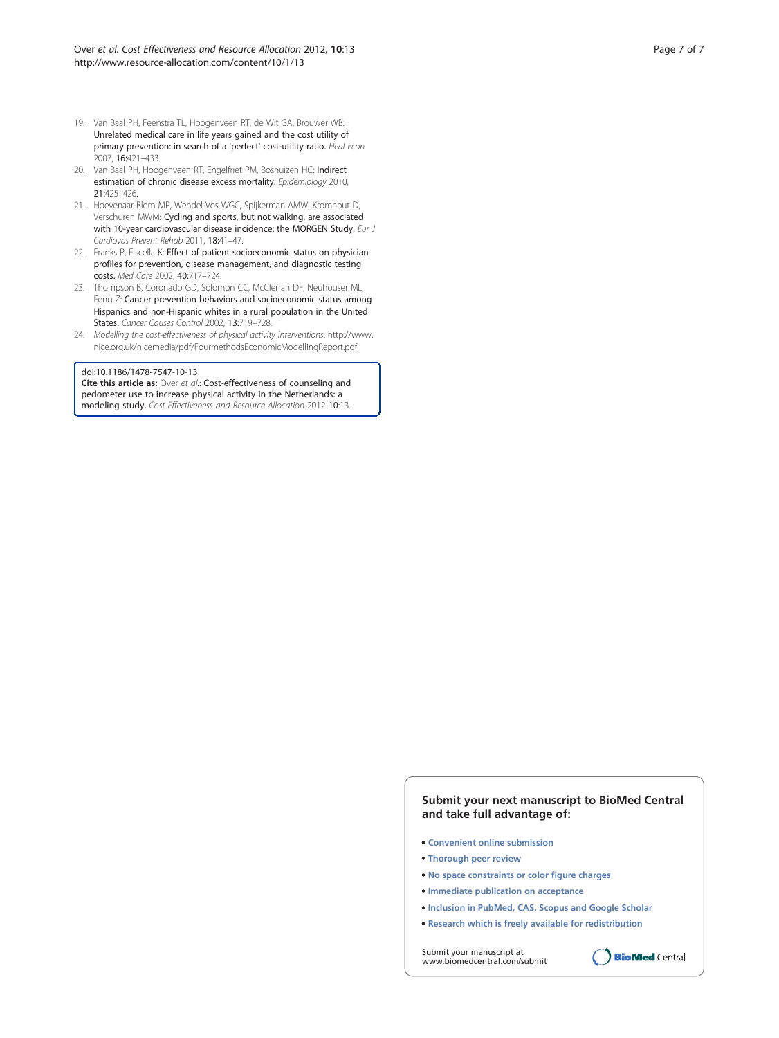19. Van Baal PH, Feenstra TL, Hoogenveen RT, de Wit GA, Brouwer WB: **Unrelated medical care in life years gained and the cost utility of primary prevention: in search of a 'perfect' cost-utility ratio.** *Heal Econ* 2007, **16:**421–433.
20. Van Baal PH, Hoogenveen RT, Engelfriet PM, Boshuizen HC: **Indirect estimation of chronic disease excess mortality.** *Epidemiology* 2010, **21:**425–426.
21. Hoevenaar-Blom MP, Wendel-Vos WGC, Spijkerman AMW, Kromhout D, Verschuren MWM: **Cycling and sports, but not walking, are associated with 10-year cardiovascular disease incidence: the MORGEN Study.** *Eur J Cardiovas Prevent Rehab* 2011, **18:**41–47.
22. Franks P, Fiscella K: **Effect of patient socioeconomic status on physician profiles for prevention, disease management, and diagnostic testing costs.** *Med Care* 2002, **40:**717–724.
23. Thompson B, Coronado GD, Solomon CC, McClerran DF, Neuhouser ML, Feng Z: **Cancer prevention behaviors and socioeconomic status among Hispanics and non-Hispanic whites in a rural population in the United States.** *Cancer Causes Control* 2002, **13:**719–728.
24. *Modelling the cost-effectiveness of physical activity interventions.* http://www.nice.org.uk/nicemedia/pdf/FourmethodsEconomicModellingReport.pdf.

doi:10.1186/1478-7547-10-13

**Cite this article as:** Over *et al.*: Cost-effectiveness of counseling and pedometer use to increase physical activity in the Netherlands: a modeling study. *Cost Effectiveness and Resource Allocation* 2012 **10**:13.

**Submit your next manuscript to BioMed Central and take full advantage of:**

- **Convenient online submission**
- **Thorough peer review**
- **No space constraints or color figure charges**
- **Immediate publication on acceptance**
- **Inclusion in PubMed, CAS, Scopus and Google Scholar**
- **Research which is freely available for redistribution**

Submit your manuscript at
www.biomedcentral.com/submit

BioMed Central